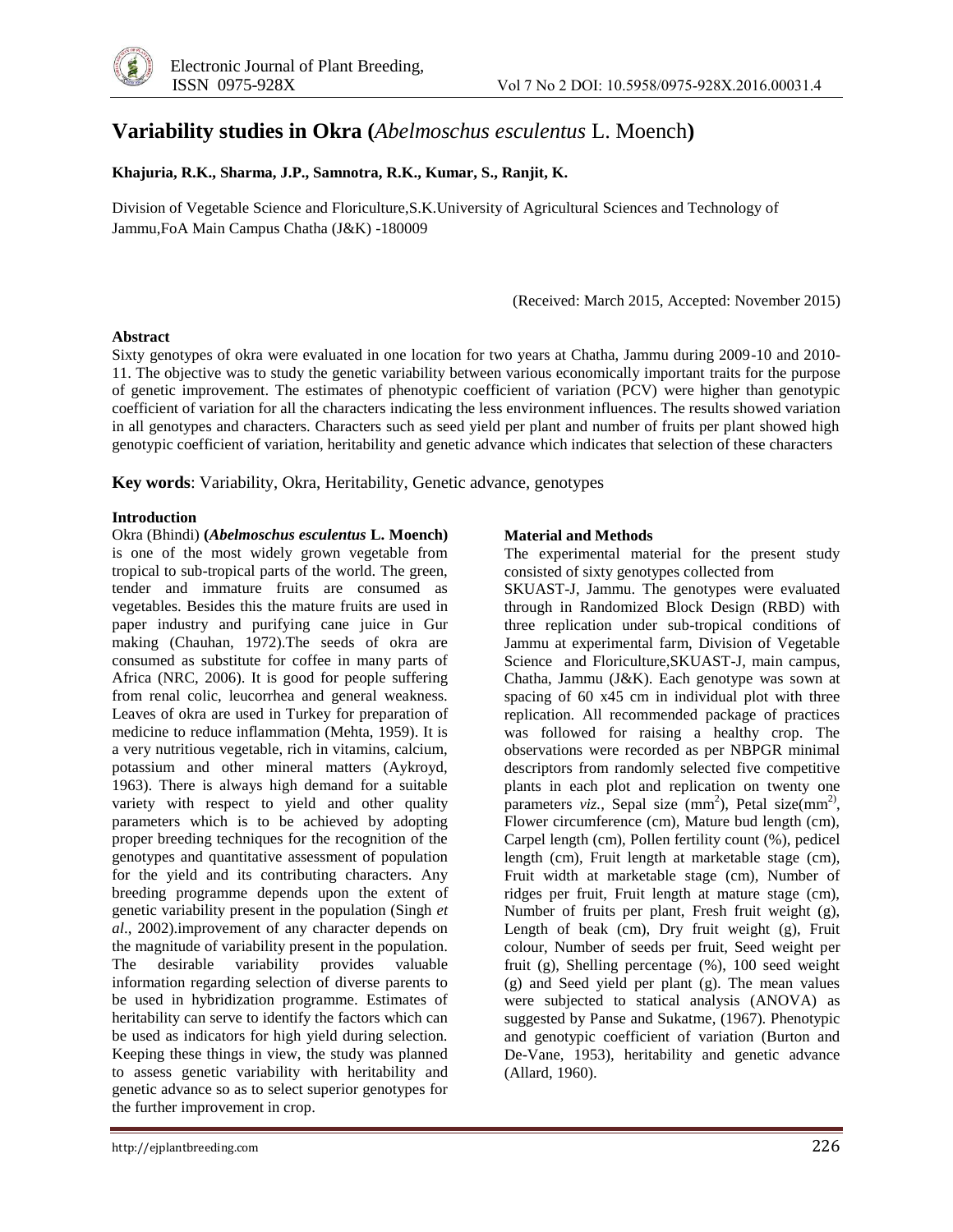# Variability studies in Okra (*Abelmoschus esculentus* L. Moench)

**Khajuria, R.K., Sharma, J.P., Samnotra, R.K., Kumar, S., Ranjit, K.**

Division of Vegetable Science and Floriculture,S.K.University of Agricultural Sciences and Technology of Jammu,FoA Main Campus Chatha (J&K) -180009

(Received: March 2015, Accepted: November 2015)

**Abstract**

Sixty genotypes of okra were evaluated in one location for two years at Chatha, Jammu during 2009-10 and 2010-11. The objective was to study the genetic variability between various economically important traits for the purpose of genetic improvement. The estimates of phenotypic coefficient of variation (PCV) were higher than genotypic coefficient of variation for all the characters indicating the less environment influences. The results showed variation in all genotypes and characters. Characters such as seed yield per plant and number of fruits per plant showed high genotypic coefficient of variation, heritability and genetic advance which indicates that selection of these characters

**Key words**: Variability, Okra, Heritability, Genetic advance, genotypes

**Introduction**

Okra (Bhindi) **(*Abelmoschus esculentus* L. Moench)** is one of the most widely grown vegetable from tropical to sub-tropical parts of the world. The green, tender and immature fruits are consumed as vegetables. Besides this the mature fruits are used in paper industry and purifying cane juice in Gur making (Chauhan, 1972).The seeds of okra are consumed as substitute for coffee in many parts of Africa (NRC, 2006). It is good for people suffering from renal colic, leucorrhea and general weakness. Leaves of okra are used in Turkey for preparation of medicine to reduce inflammation (Mehta, 1959). It is a very nutritious vegetable, rich in vitamins, calcium, potassium and other mineral matters (Aykroyd, 1963). There is always high demand for a suitable variety with respect to yield and other quality parameters which is to be achieved by adopting proper breeding techniques for the recognition of the genotypes and quantitative assessment of population for the yield and its contributing characters. Any breeding programme depends upon the extent of genetic variability present in the population (Singh *et al*., 2002).improvement of any character depends on the magnitude of variability present in the population. The desirable variability provides valuable information regarding selection of diverse parents to be used in hybridization programme. Estimates of heritability can serve to identify the factors which can be used as indicators for high yield during selection. Keeping these things in view, the study was planned to assess genetic variability with heritability and genetic advance so as to select superior genotypes for the further improvement in crop.

**Material and Methods**

The experimental material for the present study consisted of sixty genotypes collected from SKUAST-J, Jammu. The genotypes were evaluated through in Randomized Block Design (RBD) with three replication under sub-tropical conditions of Jammu at experimental farm, Division of Vegetable Science and Floriculture,SKUAST-J, main campus, Chatha, Jammu (J&K). Each genotype was sown at spacing of 60 x45 cm in individual plot with three replication. All recommended package of practices was followed for raising a healthy crop. The observations were recorded as per NBPGR minimal descriptors from randomly selected five competitive plants in each plot and replication on twenty one parameters *viz.,* Sepal size ($mm^2$), Petal size($mm^{2)}$, Flower circumference (cm), Mature bud length (cm), Carpel length (cm), Pollen fertility count (%), pedicel length (cm), Fruit length at marketable stage (cm), Fruit width at marketable stage (cm), Number of ridges per fruit, Fruit length at mature stage (cm), Number of fruits per plant, Fresh fruit weight (g), Length of beak (cm), Dry fruit weight (g), Fruit colour, Number of seeds per fruit, Seed weight per fruit (g), Shelling percentage (%), 100 seed weight (g) and Seed yield per plant (g). The mean values were subjected to statical analysis (ANOVA) as suggested by Panse and Sukatme, (1967). Phenotypic and genotypic coefficient of variation (Burton and De-Vane, 1953), heritability and genetic advance (Allard, 1960).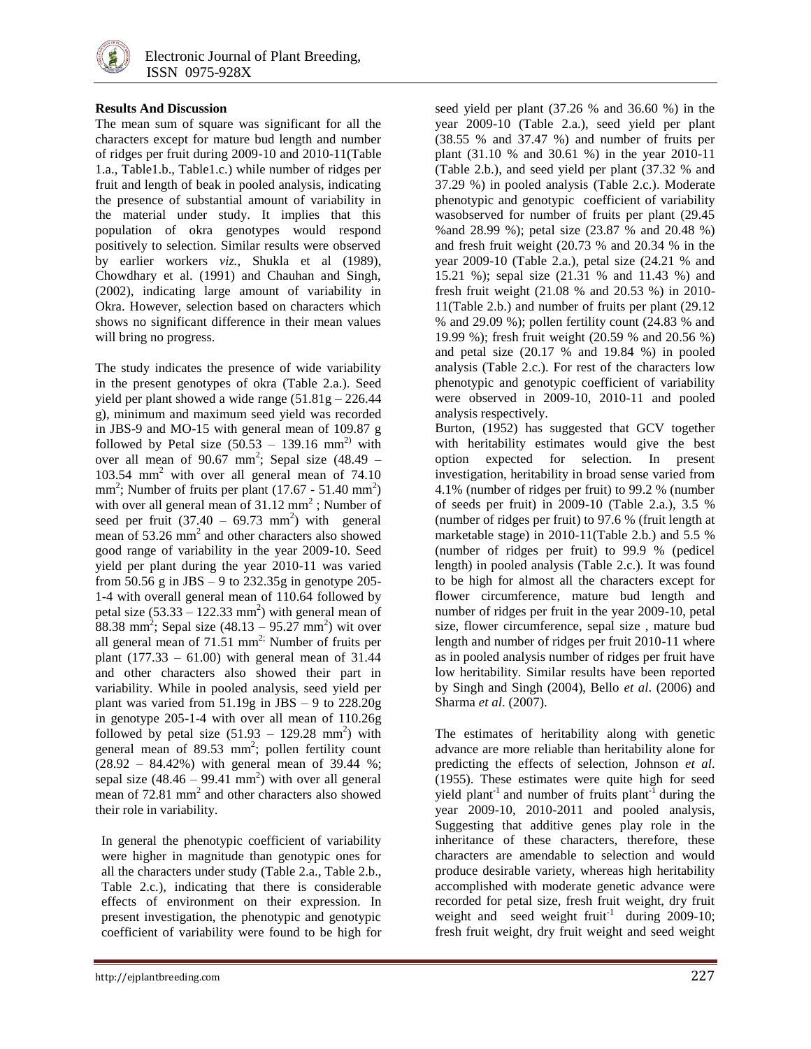### Results And Discussion

The mean sum of square was significant for all the characters except for mature bud length and number of ridges per fruit during 2009-10 and 2010-11(Table 1.a., Table1.b., Table1.c.) while number of ridges per fruit and length of beak in pooled analysis, indicating the presence of substantial amount of variability in the material under study. It implies that this population of okra genotypes would respond positively to selection. Similar results were observed by earlier workers *viz.,* Shukla et al (1989), Chowdhary et al. (1991) and Chauhan and Singh, (2002), indicating large amount of variability in Okra. However, selection based on characters which shows no significant difference in their mean values will bring no progress.

The study indicates the presence of wide variability in the present genotypes of okra (Table 2.a.). Seed yield per plant showed a wide range (51.81g – 226.44 g), minimum and maximum seed yield was recorded in JBS-9 and MO-15 with general mean of 109.87 g followed by Petal size (50.53 – 139.16 mm$^{2)}$ with over all mean of 90.67 mm$^2$; Sepal size (48.49 – 103.54 mm$^2$ with over all general mean of 74.10 mm$^2$; Number of fruits per plant (17.67 - 51.40 mm$^2$) with over all general mean of 31.12 mm$^2$ ; Number of seed per fruit (37.40 – 69.73 mm$^2$) with general mean of 53.26 mm$^2$ and other characters also showed good range of variability in the year 2009-10. Seed yield per plant during the year 2010-11 was varied from 50.56 g in JBS – 9 to 232.35g in genotype 205-1-4 with overall general mean of 110.64 followed by petal size (53.33 – 122.33 mm$^2$) with general mean of 88.38 mm$^2$; Sepal size (48.13 – 95.27 mm$^2$) wit over all general mean of 71.51 mm$^{2;}$ Number of fruits per plant (177.33 – 61.00) with general mean of 31.44 and other characters also showed their part in variability. While in pooled analysis, seed yield per plant was varied from 51.19g in JBS – 9 to 228.20g in genotype 205-1-4 with over all mean of 110.26g followed by petal size (51.93 – 129.28 mm$^2$) with general mean of 89.53 mm$^2$; pollen fertility count (28.92 – 84.42%) with general mean of 39.44 %; sepal size (48.46 – 99.41 mm$^2$) with over all general mean of 72.81 mm$^2$ and other characters also showed their role in variability.

In general the phenotypic coefficient of variability were higher in magnitude than genotypic ones for all the characters under study (Table 2.a., Table 2.b., Table 2.c.), indicating that there is considerable effects of environment on their expression. In present investigation, the phenotypic and genotypic coefficient of variability were found to be high for seed yield per plant (37.26 % and 36.60 %) in the year 2009-10 (Table 2.a.), seed yield per plant (38.55 % and 37.47 %) and number of fruits per plant (31.10 % and 30.61 %) in the year 2010-11 (Table 2.b.), and seed yield per plant (37.32 % and 37.29 %) in pooled analysis (Table 2.c.). Moderate phenotypic and genotypic coefficient of variability wasobserved for number of fruits per plant (29.45 %and 28.99 %); petal size (23.87 % and 20.48 %) and fresh fruit weight (20.73 % and 20.34 % in the year 2009-10 (Table 2.a.), petal size (24.21 % and 15.21 %); sepal size (21.31 % and 11.43 %) and fresh fruit weight (21.08 % and 20.53 %) in 2010-11(Table 2.b.) and number of fruits per plant (29.12 % and 29.09 %); pollen fertility count (24.83 % and 19.99 %); fresh fruit weight (20.59 % and 20.56 %) and petal size (20.17 % and 19.84 %) in pooled analysis (Table 2.c.). For rest of the characters low phenotypic and genotypic coefficient of variability were observed in 2009-10, 2010-11 and pooled analysis respectively.

Burton, (1952) has suggested that GCV together with heritability estimates would give the best option expected for selection. In present investigation, heritability in broad sense varied from 4.1% (number of ridges per fruit) to 99.2 % (number of seeds per fruit) in 2009-10 (Table 2.a.), 3.5 % (number of ridges per fruit) to 97.6 % (fruit length at marketable stage) in 2010-11(Table 2.b.) and 5.5 % (number of ridges per fruit) to 99.9 % (pedicel length) in pooled analysis (Table 2.c.). It was found to be high for almost all the characters except for flower circumference, mature bud length and number of ridges per fruit in the year 2009-10, petal size, flower circumference, sepal size , mature bud length and number of ridges per fruit 2010-11 where as in pooled analysis number of ridges per fruit have low heritability. Similar results have been reported by Singh and Singh (2004), Bello *et al*. (2006) and Sharma *et al*. (2007).

The estimates of heritability along with genetic advance are more reliable than heritability alone for predicting the effects of selection, Johnson *et al*. (1955). These estimates were quite high for seed yield plant$^{-1}$ and number of fruits plant$^{-1}$ during the year 2009-10, 2010-2011 and pooled analysis, Suggesting that additive genes play role in the inheritance of these characters, therefore, these characters are amendable to selection and would produce desirable variety, whereas high heritability accomplished with moderate genetic advance were recorded for petal size, fresh fruit weight, dry fruit weight and seed weight fruit$^{-1}$ during 2009-10; fresh fruit weight, dry fruit weight and seed weight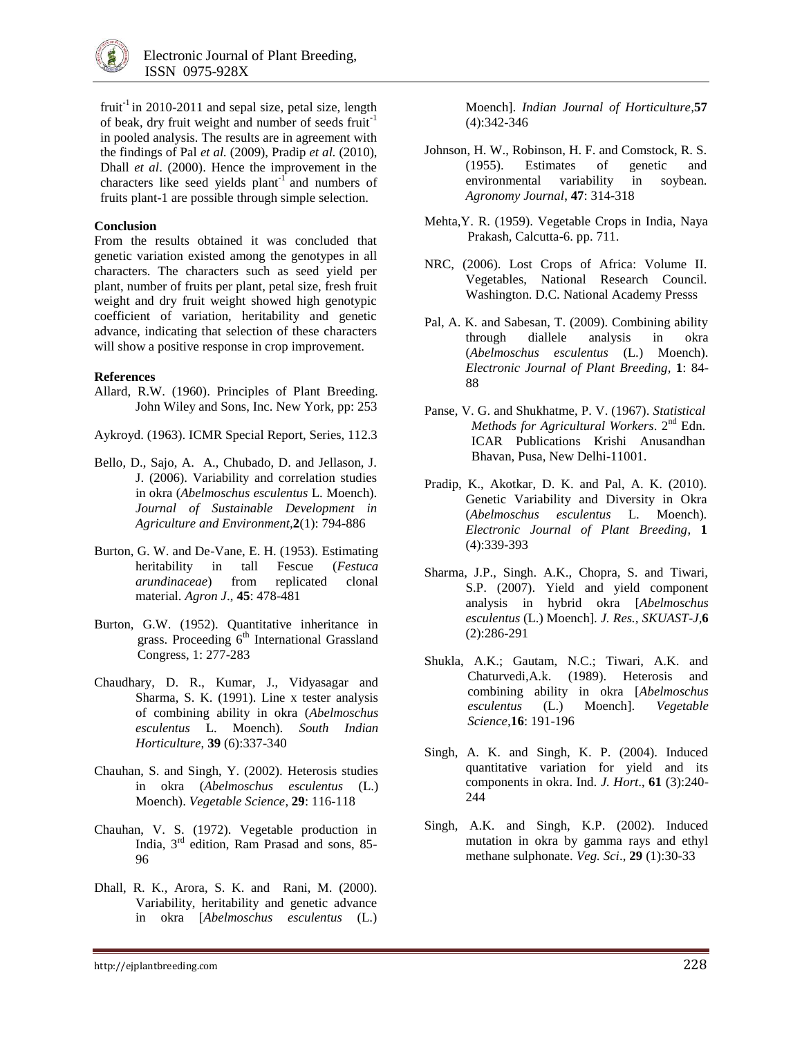fruit$^{-1}$ in 2010-2011 and sepal size, petal size, length of beak, dry fruit weight and number of seeds fruit$^{-1}$ in pooled analysis. The results are in agreement with the findings of Pal *et al.* (2009), Pradip *et al.* (2010), Dhall *et al*. (2000). Hence the improvement in the characters like seed yields plant$^{-1}$ and numbers of fruits plant-1 are possible through simple selection.

**Conclusion**

From the results obtained it was concluded that genetic variation existed among the genotypes in all characters. The characters such as seed yield per plant, number of fruits per plant, petal size, fresh fruit weight and dry fruit weight showed high genotypic coefficient of variation, heritability and genetic advance, indicating that selection of these characters will show a positive response in crop improvement.

**References**

Allard, R.W. (1960). Principles of Plant Breeding. John Wiley and Sons, Inc. New York, pp: 253

Aykroyd. (1963). ICMR Special Report, Series, 112.3

Bello, D., Sajo, A. A., Chubado, D. and Jellason, J. J. (2006). Variability and correlation studies in okra (*Abelmoschus esculentus* L. Moench). *Journal of Sustainable Development in Agriculture and Environment*,**2**(1): 794-886

Burton, G. W. and De-Vane, E. H. (1953). Estimating heritability in tall Fescue (*Festuca arundinaceae*) from replicated clonal material. *Agron J*., **45**: 478-481

Burton, G.W. (1952). Quantitative inheritance in grass. Proceeding 6$^{th}$ International Grassland Congress, 1: 277-283

Chaudhary, D. R., Kumar, J., Vidyasagar and Sharma, S. K. (1991). Line x tester analysis of combining ability in okra (*Abelmoschus esculentus* L. Moench). *South Indian Horticulture*, **39** (6):337-340

Chauhan, S. and Singh, Y. (2002). Heterosis studies in okra (*Abelmoschus esculentus* (L.) Moench). *Vegetable Science*, **29**: 116-118

Chauhan, V. S. (1972). Vegetable production in India, 3$^{rd}$ edition, Ram Prasad and sons, 85-96

Dhall, R. K., Arora, S. K. and Rani, M. (2000). Variability, heritability and genetic advance in okra [*Abelmoschus esculentus* (L.) Moench]. *Indian Journal of Horticulture*,**57** (4):342-346

Johnson, H. W., Robinson, H. F. and Comstock, R. S. (1955). Estimates of genetic and environmental variability in soybean. *Agronomy Journal*, **47**: 314-318

Mehta,Y. R. (1959). Vegetable Crops in India, Naya Prakash, Calcutta-6. pp. 711.

NRC, (2006). Lost Crops of Africa: Volume II. Vegetables, National Research Council. Washington. D.C. National Academy Presss

Pal, A. K. and Sabesan, T. (2009). Combining ability through diallele analysis in okra (*Abelmoschus esculentus* (L.) Moench). *Electronic Journal of Plant Breeding,* **1**: 84-88

Panse, V. G. and Shukhatme, P. V. (1967). *Statistical Methods for Agricultural Workers*. 2$^{nd}$ Edn. ICAR Publications Krishi Anusandhan Bhavan, Pusa, New Delhi-11001.

Pradip, K., Akotkar, D. K. and Pal, A. K. (2010). Genetic Variability and Diversity in Okra (*Abelmoschus esculentus* L. Moench). *Electronic Journal of Plant Breeding*, **1** (4):339-393

Sharma, J.P., Singh. A.K., Chopra, S. and Tiwari, S.P. (2007). Yield and yield component analysis in hybrid okra [*Abelmoschus esculentus* (L.) Moench]. *J. Res., SKUAST-J*,**6** (2):286-291

Shukla, A.K.; Gautam, N.C.; Tiwari, A.K. and Chaturvedi,A.k. (1989). Heterosis and combining ability in okra [*Abelmoschus esculentus* (L.) Moench]. *Vegetable Science*,**16**: 191-196

Singh, A. K. and Singh, K. P. (2004). Induced quantitative variation for yield and its components in okra. Ind. *J. Hort*., **61** (3):240-244

Singh, A.K. and Singh, K.P. (2002). Induced mutation in okra by gamma rays and ethyl methane sulphonate. *Veg. Sci*., **29** (1):30-33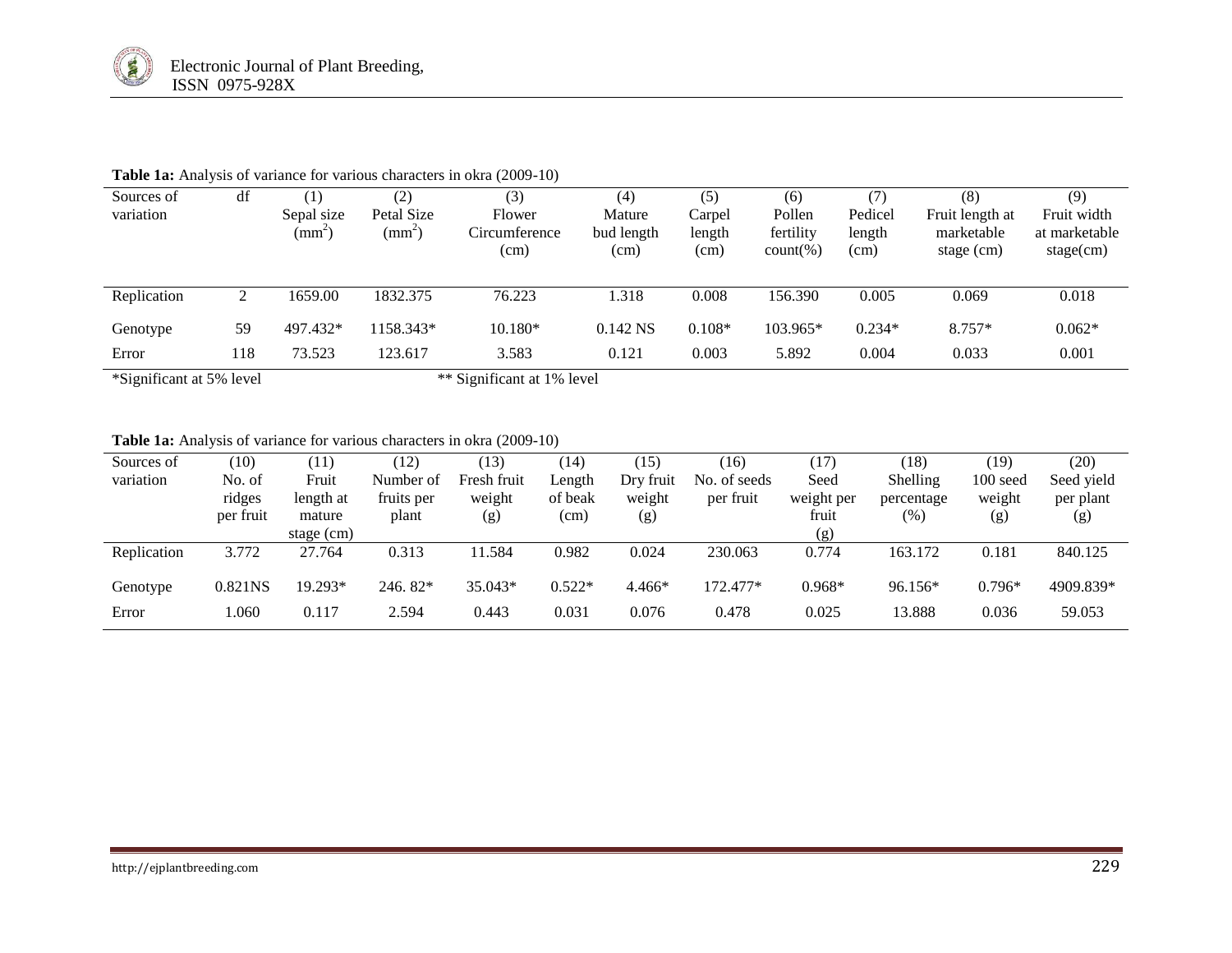**Table 1a:** Analysis of variance for various characters in okra (2009-10)

| Sources of variation | df | (1) Sepal size ($mm^2$) | (2) Petal Size ($mm^2$) | (3) Flower Circumference (cm) | (4) Mature bud length (cm) | (5) Carpel length (cm) | (6) Pollen fertility count(%) | (7) Pedicel length (cm) | (8) Fruit length at marketable stage (cm) | (9) Fruit width at marketable stage(cm) |
|---|---|---|---|---|---|---|---|---|---|---|
| Replication | 2 | 1659.00 | 1832.375 | 76.223 | 1.318 | 0.008 | 156.390 | 0.005 | 0.069 | 0.018 |
| Genotype | 59 | 497.432* | 1158.343* | 10.180* | 0.142 NS | 0.108* | 103.965* | 0.234* | 8.757* | 0.062* |
| Error | 118 | 73.523 | 123.617 | 3.583 | 0.121 | 0.003 | 5.892 | 0.004 | 0.033 | 0.001 |

*Significant at 5% level ** Significant at 1% level

**Table 1a:** Analysis of variance for various characters in okra (2009-10)

| Sources of variation | (10) No. of ridges per fruit | (11) Fruit length at mature stage (cm) | (12) Number of fruits per plant | (13) Fresh fruit weight (g) | (14) Length of beak (cm) | (15) Dry fruit weight (g) | (16) No. of seeds per fruit | (17) Seed weight per fruit (g) | (18) Shelling percentage (%) | (19) 100 seed weight (g) | (20) Seed yield per plant (g) |
|---|---|---|---|---|---|---|---|---|---|---|---|
| Replication | 3.772 | 27.764 | 0.313 | 11.584 | 0.982 | 0.024 | 230.063 | 0.774 | 163.172 | 0.181 | 840.125 |
| Genotype | 0.821NS | 19.293* | 246. 82* | 35.043* | 0.522* | 4.466* | 172.477* | 0.968* | 96.156* | 0.796* | 4909.839* |
| Error | 1.060 | 0.117 | 2.594 | 0.443 | 0.031 | 0.076 | 0.478 | 0.025 | 13.888 | 0.036 | 59.053 |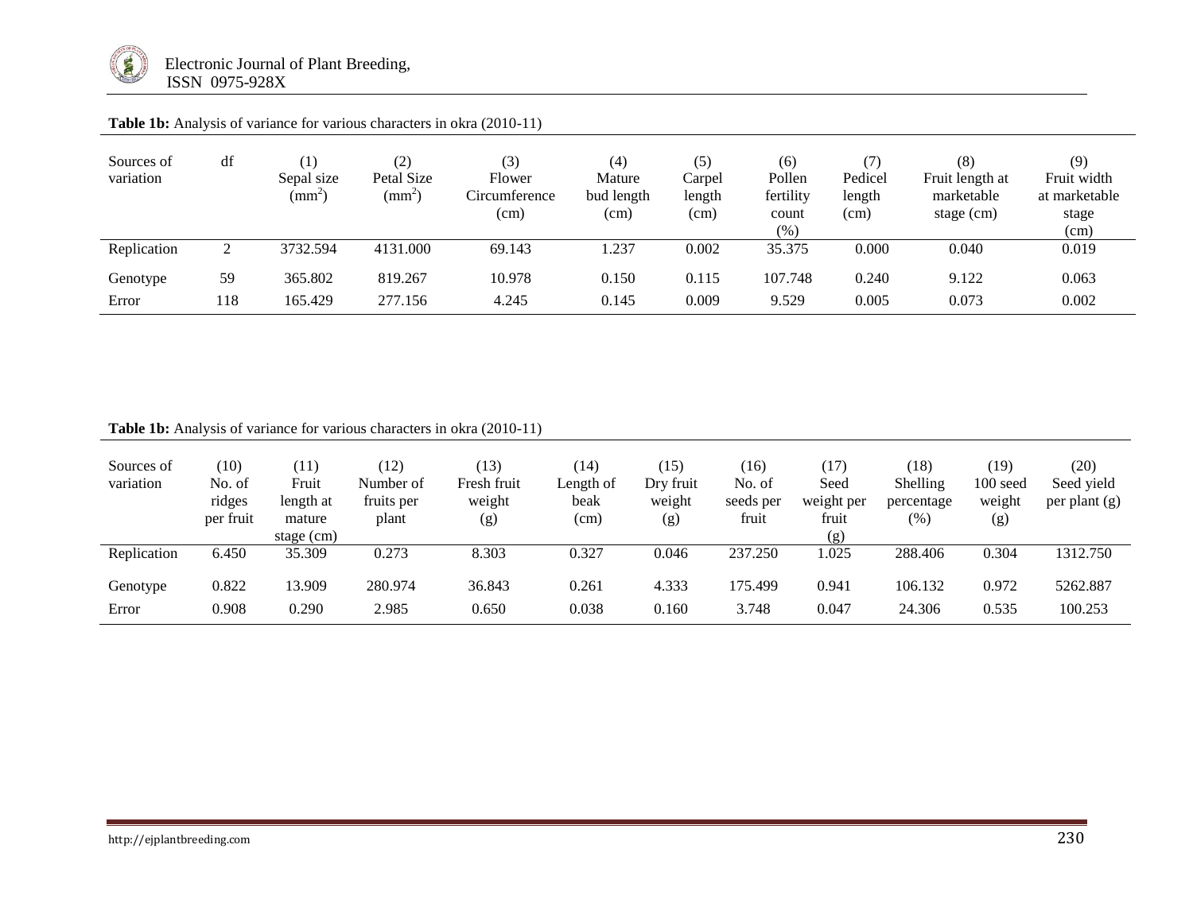**Table 1b:** Analysis of variance for various characters in okra (2010-11)

| Sources of variation | df | (1) Sepal size ($mm^2$) | (2) Petal Size ($mm^2$) | (3) Flower Circumference (cm) | (4) Mature bud length (cm) | (5) Carpel length (cm) | (6) Pollen fertility count (%) | (7) Pedicel length (cm) | (8) Fruit length at marketable stage (cm) | (9) Fruit width at marketable stage (cm) |
|---|---|---|---|---|---|---|---|---|---|---|
| Replication | 2 | 3732.594 | 4131.000 | 69.143 | 1.237 | 0.002 | 35.375 | 0.000 | 0.040 | 0.019 |
| Genotype | 59 | 365.802 | 819.267 | 10.978 | 0.150 | 0.115 | 107.748 | 0.240 | 9.122 | 0.063 |
| Error | 118 | 165.429 | 277.156 | 4.245 | 0.145 | 0.009 | 9.529 | 0.005 | 0.073 | 0.002 |

**Table 1b:** Analysis of variance for various characters in okra (2010-11)

| Sources of variation | (10) No. of ridges per fruit | (11) Fruit length at mature stage (cm) | (12) Number of fruits per plant | (13) Fresh fruit weight (g) | (14) Length of beak (cm) | (15) Dry fruit weight (g) | (16) No. of seeds per fruit | (17) Seed weight per fruit (g) | (18) Shelling percentage (%) | (19) 100 seed weight (g) | (20) Seed yield per plant (g) |
|---|---|---|---|---|---|---|---|---|---|---|---|
| Replication | 6.450 | 35.309 | 0.273 | 8.303 | 0.327 | 0.046 | 237.250 | 1.025 | 288.406 | 0.304 | 1312.750 |
| Genotype | 0.822 | 13.909 | 280.974 | 36.843 | 0.261 | 4.333 | 175.499 | 0.941 | 106.132 | 0.972 | 5262.887 |
| Error | 0.908 | 0.290 | 2.985 | 0.650 | 0.038 | 0.160 | 3.748 | 0.047 | 24.306 | 0.535 | 100.253 |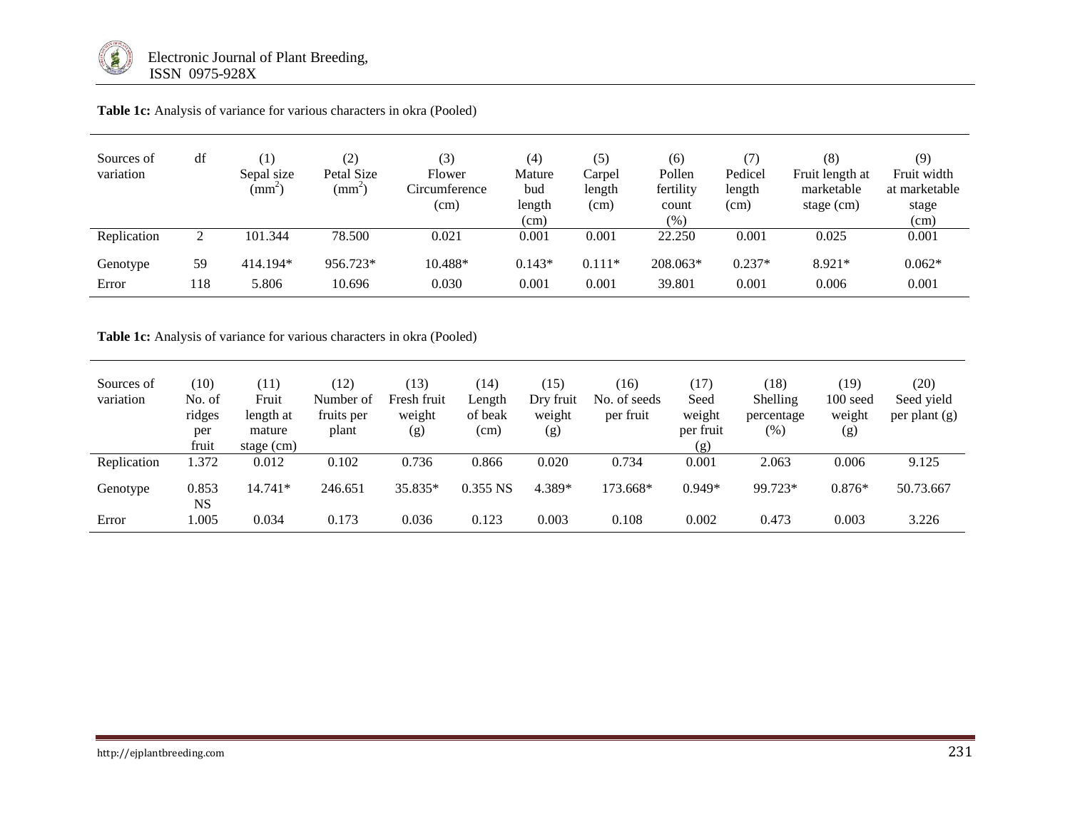**Table 1c:** Analysis of variance for various characters in okra (Pooled)

| Sources of variation | df | (1) Sepal size ($mm^2$) | (2) Petal Size ($mm^2$) | (3) Flower Circumference (cm) | (4) Mature bud length (cm) | (5) Carpel length (cm) | (6) Pollen fertility count (%) | (7) Pedicel length (cm) | (8) Fruit length at marketable stage (cm) | (9) Fruit width at marketable stage (cm) |
|---|---|---|---|---|---|---|---|---|---|---|
| Replication | 2 | 101.344 | 78.500 | 0.021 | 0.001 | 0.001 | 22.250 | 0.001 | 0.025 | 0.001 |
| Genotype | 59 | 414.194* | 956.723* | 10.488* | 0.143* | 0.111* | 208.063* | 0.237* | 8.921* | 0.062* |
| Error | 118 | 5.806 | 10.696 | 0.030 | 0.001 | 0.001 | 39.801 | 0.001 | 0.006 | 0.001 |

**Table 1c:** Analysis of variance for various characters in okra (Pooled)

| Sources of variation | (10) No. of ridges per fruit | (11) Fruit length at mature stage (cm) | (12) Number of fruits per plant | (13) Fresh fruit weight (g) | (14) Length of beak (cm) | (15) Dry fruit weight (g) | (16) No. of seeds per fruit | (17) Seed weight per fruit (g) | (18) Shelling percentage (%) | (19) 100 seed weight (g) | (20) Seed yield per plant (g) |
|---|---|---|---|---|---|---|---|---|---|---|---|
| Replication | 1.372 | 0.012 | 0.102 | 0.736 | 0.866 | 0.020 | 0.734 | 0.001 | 2.063 | 0.006 | 9.125 |
| Genotype | 0.853 NS | 14.741* | 246.651 | 35.835* | 0.355 NS | 4.389* | 173.668* | 0.949* | 99.723* | 0.876* | 50.73.667 |
| Error | 1.005 | 0.034 | 0.173 | 0.036 | 0.123 | 0.003 | 0.108 | 0.002 | 0.473 | 0.003 | 3.226 |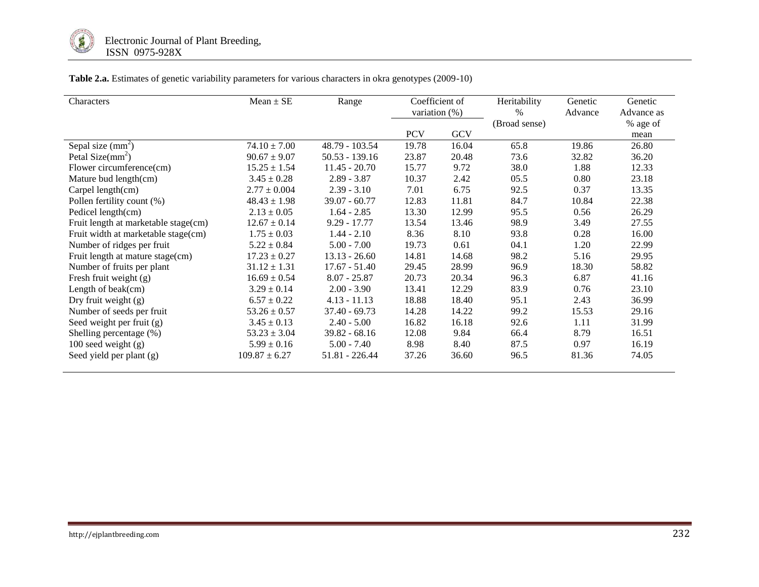**Table 2.a.** Estimates of genetic variability parameters for various characters in okra genotypes (2009-10)

| Characters | Mean ± SE | Range | Coefficient of variation (%) | | Heritability % (Broad sense) | Genetic Advance | Genetic Advance as % age of mean |
|---|---|---|---|---|---|---|---|
| | | | PCV | GCV | | | |
| Sepal size ($mm^2$) | 74.10 ± 7.00 | 48.79 - 103.54 | 19.78 | 16.04 | 65.8 | 19.86 | 26.80 |
| Petal Size($mm^2$) | 90.67 ± 9.07 | 50.53 - 139.16 | 23.87 | 20.48 | 73.6 | 32.82 | 36.20 |
| Flower circumference(cm) | 15.25 ± 1.54 | 11.45 - 20.70 | 15.77 | 9.72 | 38.0 | 1.88 | 12.33 |
| Mature bud length(cm) | 3.45 ± 0.28 | 2.89 - 3.87 | 10.37 | 2.42 | 05.5 | 0.80 | 23.18 |
| Carpel length(cm) | 2.77 ± 0.004 | 2.39 - 3.10 | 7.01 | 6.75 | 92.5 | 0.37 | 13.35 |
| Pollen fertility count (%) | 48.43 ± 1.98 | 39.07 - 60.77 | 12.83 | 11.81 | 84.7 | 10.84 | 22.38 |
| Pedicel length(cm) | 2.13 ± 0.05 | 1.64 - 2.85 | 13.30 | 12.99 | 95.5 | 0.56 | 26.29 |
| Fruit length at marketable stage(cm) | 12.67 ± 0.14 | 9.29 - 17.77 | 13.54 | 13.46 | 98.9 | 3.49 | 27.55 |
| Fruit width at marketable stage(cm) | 1.75 ± 0.03 | 1.44 - 2.10 | 8.36 | 8.10 | 93.8 | 0.28 | 16.00 |
| Number of ridges per fruit | 5.22 ± 0.84 | 5.00 - 7.00 | 19.73 | 0.61 | 04.1 | 1.20 | 22.99 |
| Fruit length at mature stage(cm) | 17.23 ± 0.27 | 13.13 - 26.60 | 14.81 | 14.68 | 98.2 | 5.16 | 29.95 |
| Number of fruits per plant | 31.12 ± 1.31 | 17.67 - 51.40 | 29.45 | 28.99 | 96.9 | 18.30 | 58.82 |
| Fresh fruit weight (g) | 16.69 ± 0.54 | 8.07 - 25.87 | 20.73 | 20.34 | 96.3 | 6.87 | 41.16 |
| Length of beak(cm) | 3.29 ± 0.14 | 2.00 - 3.90 | 13.41 | 12.29 | 83.9 | 0.76 | 23.10 |
| Dry fruit weight (g) | 6.57 ± 0.22 | 4.13 - 11.13 | 18.88 | 18.40 | 95.1 | 2.43 | 36.99 |
| Number of seeds per fruit | 53.26 ± 0.57 | 37.40 - 69.73 | 14.28 | 14.22 | 99.2 | 15.53 | 29.16 |
| Seed weight per fruit (g) | 3.45 ± 0.13 | 2.40 - 5.00 | 16.82 | 16.18 | 92.6 | 1.11 | 31.99 |
| Shelling percentage (%) | 53.23 ± 3.04 | 39.82 - 68.16 | 12.08 | 9.84 | 66.4 | 8.79 | 16.51 |
| 100 seed weight (g) | 5.99 ± 0.16 | 5.00 - 7.40 | 8.98 | 8.40 | 87.5 | 0.97 | 16.19 |
| Seed yield per plant (g) | 109.87 ± 6.27 | 51.81 - 226.44 | 37.26 | 36.60 | 96.5 | 81.36 | 74.05 |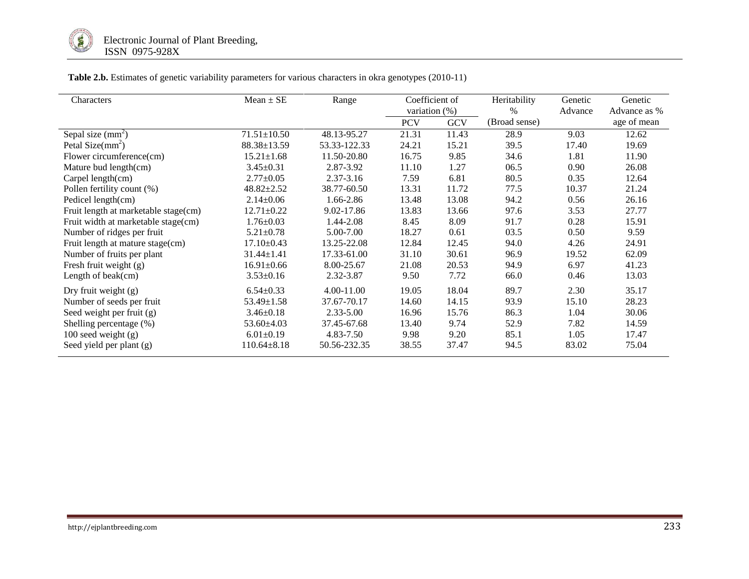**Table 2.b.** Estimates of genetic variability parameters for various characters in okra genotypes (2010-11)

| Characters | Mean ± SE | Range | Coefficient of variation (%) | | Heritability % | Genetic Advance | Genetic Advance as % age of mean |
|---|---|---|---|---|---|---|---|
| | | | PCV | GCV | (Broad sense) | | |
| Sepal size ($mm^2$) | 71.51±10.50 | 48.13-95.27 | 21.31 | 11.43 | 28.9 | 9.03 | 12.62 |
| Petal Size($mm^2$) | 88.38±13.59 | 53.33-122.33 | 24.21 | 15.21 | 39.5 | 17.40 | 19.69 |
| Flower circumference(cm) | 15.21±1.68 | 11.50-20.80 | 16.75 | 9.85 | 34.6 | 1.81 | 11.90 |
| Mature bud length(cm) | 3.45±0.31 | 2.87-3.92 | 11.10 | 1.27 | 06.5 | 0.90 | 26.08 |
| Carpel length(cm) | 2.77±0.05 | 2.37-3.16 | 7.59 | 6.81 | 80.5 | 0.35 | 12.64 |
| Pollen fertility count (%) | 48.82±2.52 | 38.77-60.50 | 13.31 | 11.72 | 77.5 | 10.37 | 21.24 |
| Pedicel length(cm) | 2.14±0.06 | 1.66-2.86 | 13.48 | 13.08 | 94.2 | 0.56 | 26.16 |
| Fruit length at marketable stage(cm) | 12.71±0.22 | 9.02-17.86 | 13.83 | 13.66 | 97.6 | 3.53 | 27.77 |
| Fruit width at marketable stage(cm) | 1.76±0.03 | 1.44-2.08 | 8.45 | 8.09 | 91.7 | 0.28 | 15.91 |
| Number of ridges per fruit | 5.21±0.78 | 5.00-7.00 | 18.27 | 0.61 | 03.5 | 0.50 | 9.59 |
| Fruit length at mature stage(cm) | 17.10±0.43 | 13.25-22.08 | 12.84 | 12.45 | 94.0 | 4.26 | 24.91 |
| Number of fruits per plant | 31.44±1.41 | 17.33-61.00 | 31.10 | 30.61 | 96.9 | 19.52 | 62.09 |
| Fresh fruit weight (g) | 16.91±0.66 | 8.00-25.67 | 21.08 | 20.53 | 94.9 | 6.97 | 41.23 |
| Length of beak(cm) | 3.53±0.16 | 2.32-3.87 | 9.50 | 7.72 | 66.0 | 0.46 | 13.03 |
| Dry fruit weight (g) | 6.54±0.33 | 4.00-11.00 | 19.05 | 18.04 | 89.7 | 2.30 | 35.17 |
| Number of seeds per fruit | 53.49±1.58 | 37.67-70.17 | 14.60 | 14.15 | 93.9 | 15.10 | 28.23 |
| Seed weight per fruit (g) | 3.46±0.18 | 2.33-5.00 | 16.96 | 15.76 | 86.3 | 1.04 | 30.06 |
| Shelling percentage (%) | 53.60±4.03 | 37.45-67.68 | 13.40 | 9.74 | 52.9 | 7.82 | 14.59 |
| 100 seed weight (g) | 6.01±0.19 | 4.83-7.50 | 9.98 | 9.20 | 85.1 | 1.05 | 17.47 |
| Seed yield per plant (g) | 110.64±8.18 | 50.56-232.35 | 38.55 | 37.47 | 94.5 | 83.02 | 75.04 |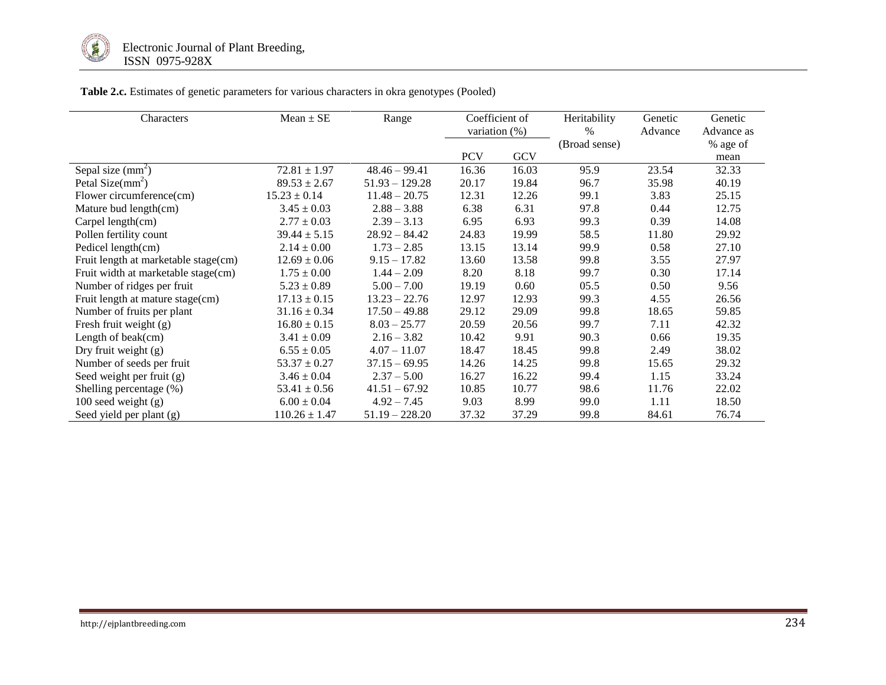**Table 2.c.** Estimates of genetic parameters for various characters in okra genotypes (Pooled)

| Characters | Mean ± SE | Range | Coefficient of variation (%) | | Heritability % (Broad sense) | Genetic Advance | Genetic Advance as % age of mean |
|---|---|---|---|---|---|---|---|
| | | | PCV | GCV | | | |
| Sepal size (mm$^2$) | 72.81 ± 1.97 | 48.46 – 99.41 | 16.36 | 16.03 | 95.9 | 23.54 | 32.33 |
| Petal Size(mm$^2$) | 89.53 ± 2.67 | 51.93 – 129.28 | 20.17 | 19.84 | 96.7 | 35.98 | 40.19 |
| Flower circumference(cm) | 15.23 ± 0.14 | 11.48 – 20.75 | 12.31 | 12.26 | 99.1 | 3.83 | 25.15 |
| Mature bud length(cm) | 3.45 ± 0.03 | 2.88 – 3.88 | 6.38 | 6.31 | 97.8 | 0.44 | 12.75 |
| Carpel length(cm) | 2.77 ± 0.03 | 2.39 – 3.13 | 6.95 | 6.93 | 99.3 | 0.39 | 14.08 |
| Pollen fertility count | 39.44 ± 5.15 | 28.92 – 84.42 | 24.83 | 19.99 | 58.5 | 11.80 | 29.92 |
| Pedicel length(cm) | 2.14 ± 0.00 | 1.73 – 2.85 | 13.15 | 13.14 | 99.9 | 0.58 | 27.10 |
| Fruit length at marketable stage(cm) | 12.69 ± 0.06 | 9.15 – 17.82 | 13.60 | 13.58 | 99.8 | 3.55 | 27.97 |
| Fruit width at marketable stage(cm) | 1.75 ± 0.00 | 1.44 – 2.09 | 8.20 | 8.18 | 99.7 | 0.30 | 17.14 |
| Number of ridges per fruit | 5.23 ± 0.89 | 5.00 – 7.00 | 19.19 | 0.60 | 05.5 | 0.50 | 9.56 |
| Fruit length at mature stage(cm) | 17.13 ± 0.15 | 13.23 – 22.76 | 12.97 | 12.93 | 99.3 | 4.55 | 26.56 |
| Number of fruits per plant | 31.16 ± 0.34 | 17.50 – 49.88 | 29.12 | 29.09 | 99.8 | 18.65 | 59.85 |
| Fresh fruit weight (g) | 16.80 ± 0.15 | 8.03 – 25.77 | 20.59 | 20.56 | 99.7 | 7.11 | 42.32 |
| Length of beak(cm) | 3.41 ± 0.09 | 2.16 – 3.82 | 10.42 | 9.91 | 90.3 | 0.66 | 19.35 |
| Dry fruit weight (g) | 6.55 ± 0.05 | 4.07 – 11.07 | 18.47 | 18.45 | 99.8 | 2.49 | 38.02 |
| Number of seeds per fruit | 53.37 ± 0.27 | 37.15 – 69.95 | 14.26 | 14.25 | 99.8 | 15.65 | 29.32 |
| Seed weight per fruit (g) | 3.46 ± 0.04 | 2.37 – 5.00 | 16.27 | 16.22 | 99.4 | 1.15 | 33.24 |
| Shelling percentage (%) | 53.41 ± 0.56 | 41.51 – 67.92 | 10.85 | 10.77 | 98.6 | 11.76 | 22.02 |
| 100 seed weight (g) | 6.00 ± 0.04 | 4.92 – 7.45 | 9.03 | 8.99 | 99.0 | 1.11 | 18.50 |
| Seed yield per plant (g) | 110.26 ± 1.47 | 51.19 – 228.20 | 37.32 | 37.29 | 99.8 | 84.61 | 76.74 |